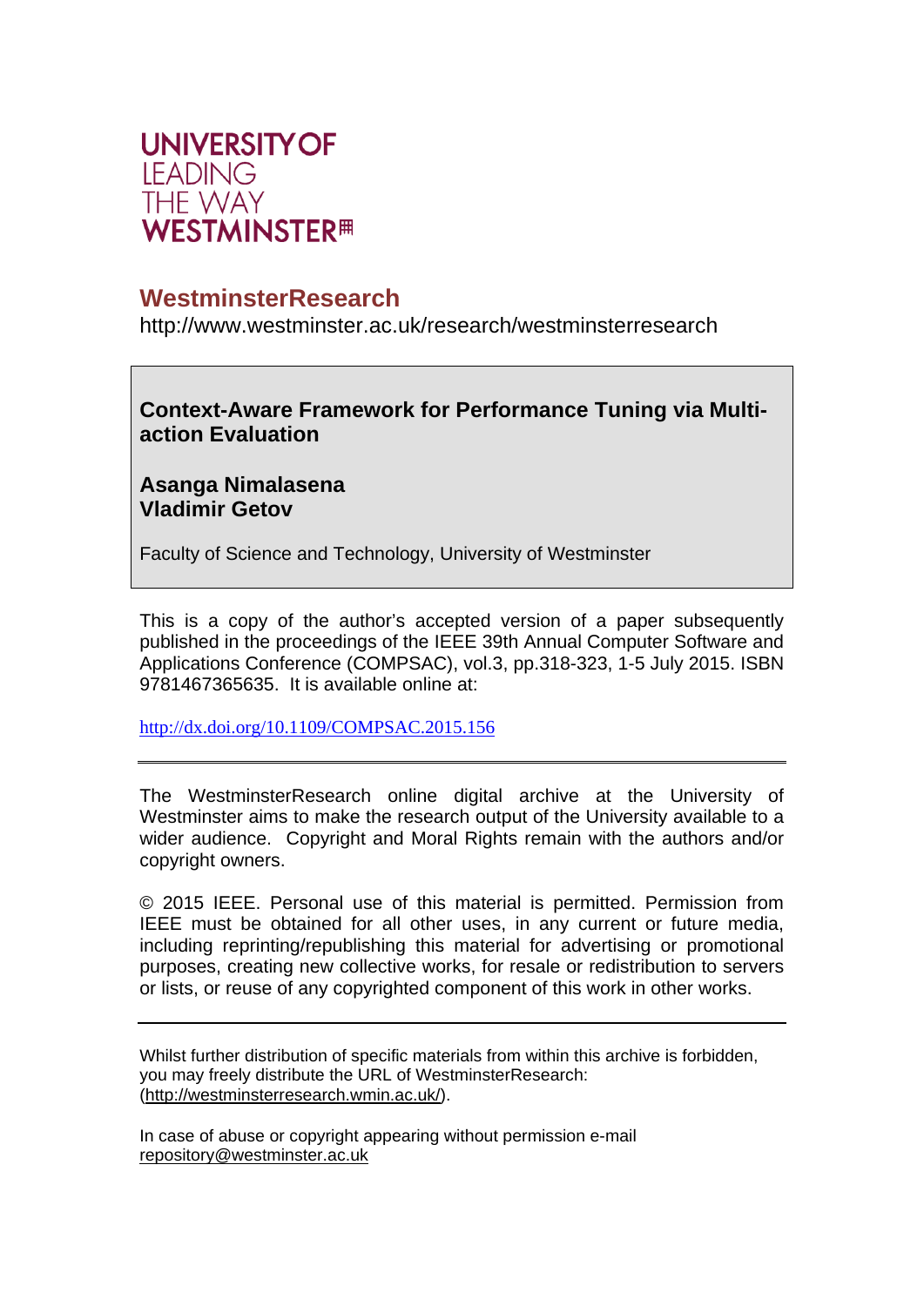UNIVERSITY OF
LEADING
THE WAY
WESTMINSTER

## WestminsterResearch

http://www.westminster.ac.uk/research/westminsterresearch

# Context-Aware Framework for Performance Tuning via Multi-action Evaluation

**Asanga Nimalasena**
**Vladimir Getov**

Faculty of Science and Technology, University of Westminster

This is a copy of the author's accepted version of a paper subsequently published in the proceedings of the IEEE 39th Annual Computer Software and Applications Conference (COMPSAC), vol.3, pp.318-323, 1-5 July 2015. ISBN 9781467365635. It is available online at:

http://dx.doi.org/10.1109/COMPSAC.2015.156

---

The WestminsterResearch online digital archive at the University of Westminster aims to make the research output of the University available to a wider audience. Copyright and Moral Rights remain with the authors and/or copyright owners.

© 2015 IEEE. Personal use of this material is permitted. Permission from IEEE must be obtained for all other uses, in any current or future media, including reprinting/republishing this material for advertising or promotional purposes, creating new collective works, for resale or redistribution to servers or lists, or reuse of any copyrighted component of this work in other works.

---

Whilst further distribution of specific materials from within this archive is forbidden, you may freely distribute the URL of WestminsterResearch: (http://westminsterresearch.wmin.ac.uk/).

In case of abuse or copyright appearing without permission e-mail repository@westminster.ac.uk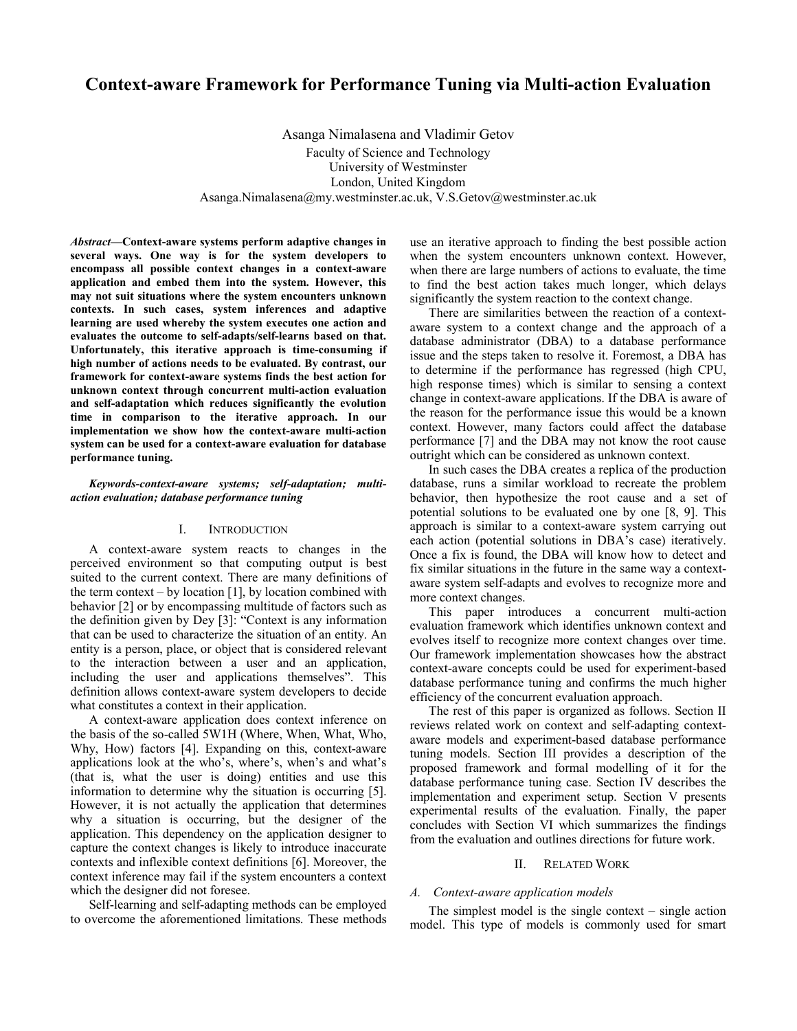# Context-aware Framework for Performance Tuning via Multi-action Evaluation

Asanga Nimalasena and Vladimir Getov

Faculty of Science and Technology
University of Westminster
London, United Kingdom
Asanga.Nimalasena@my.westminster.ac.uk, V.S.Getov@westminster.ac.uk

***Abstract*—Context-aware systems perform adaptive changes in several ways. One way is for the system developers to encompass all possible context changes in a context-aware application and embed them into the system. However, this may not suit situations where the system encounters unknown contexts. In such cases, system inferences and adaptive learning are used whereby the system executes one action and evaluates the outcome to self-adapts/self-learns based on that. Unfortunately, this iterative approach is time-consuming if high number of actions needs to be evaluated. By contrast, our framework for context-aware systems finds the best action for unknown context through concurrent multi-action evaluation and self-adaptation which reduces significantly the evolution time in comparison to the iterative approach. In our implementation we show how the context-aware multi-action system can be used for a context-aware evaluation for database performance tuning.**

***Keywords-context-aware systems; self-adaptation; multi-action evaluation; database performance tuning***

## I. INTRODUCTION

A context-aware system reacts to changes in the perceived environment so that computing output is best suited to the current context. There are many definitions of the term context – by location [1], by location combined with behavior [2] or by encompassing multitude of factors such as the definition given by Dey [3]: "Context is any information that can be used to characterize the situation of an entity. An entity is a person, place, or object that is considered relevant to the interaction between a user and an application, including the user and applications themselves". This definition allows context-aware system developers to decide what constitutes a context in their application.

A context-aware application does context inference on the basis of the so-called 5W1H (Where, When, What, Who, Why, How) factors [4]. Expanding on this, context-aware applications look at the who's, where's, when's and what's (that is, what the user is doing) entities and use this information to determine why the situation is occurring [5]. However, it is not actually the application that determines why a situation is occurring, but the designer of the application. This dependency on the application designer to capture the context changes is likely to introduce inaccurate contexts and inflexible context definitions [6]. Moreover, the context inference may fail if the system encounters a context which the designer did not foresee.

Self-learning and self-adapting methods can be employed to overcome the aforementioned limitations. These methods use an iterative approach to finding the best possible action when the system encounters unknown context. However, when there are large numbers of actions to evaluate, the time to find the best action takes much longer, which delays significantly the system reaction to the context change.

There are similarities between the reaction of a context-aware system to a context change and the approach of a database administrator (DBA) to a database performance issue and the steps taken to resolve it. Foremost, a DBA has to determine if the performance has regressed (high CPU, high response times) which is similar to sensing a context change in context-aware applications. If the DBA is aware of the reason for the performance issue this would be a known context. However, many factors could affect the database performance [7] and the DBA may not know the root cause outright which can be considered as unknown context.

In such cases the DBA creates a replica of the production database, runs a similar workload to recreate the problem behavior, then hypothesize the root cause and a set of potential solutions to be evaluated one by one [8, 9]. This approach is similar to a context-aware system carrying out each action (potential solutions in DBA's case) iteratively. Once a fix is found, the DBA will know how to detect and fix similar situations in the future in the same way a context-aware system self-adapts and evolves to recognize more and more context changes.

This paper introduces a concurrent multi-action evaluation framework which identifies unknown context and evolves itself to recognize more context changes over time. Our framework implementation showcases how the abstract context-aware concepts could be used for experiment-based database performance tuning and confirms the much higher efficiency of the concurrent evaluation approach.

The rest of this paper is organized as follows. Section II reviews related work on context and self-adapting context-aware models and experiment-based database performance tuning models. Section III provides a description of the proposed framework and formal modelling of it for the database performance tuning case. Section IV describes the implementation and experiment setup. Section V presents experimental results of the evaluation. Finally, the paper concludes with Section VI which summarizes the findings from the evaluation and outlines directions for future work.

## II. RELATED WORK

### A. Context-aware application models

The simplest model is the single context – single action model. This type of models is commonly used for smart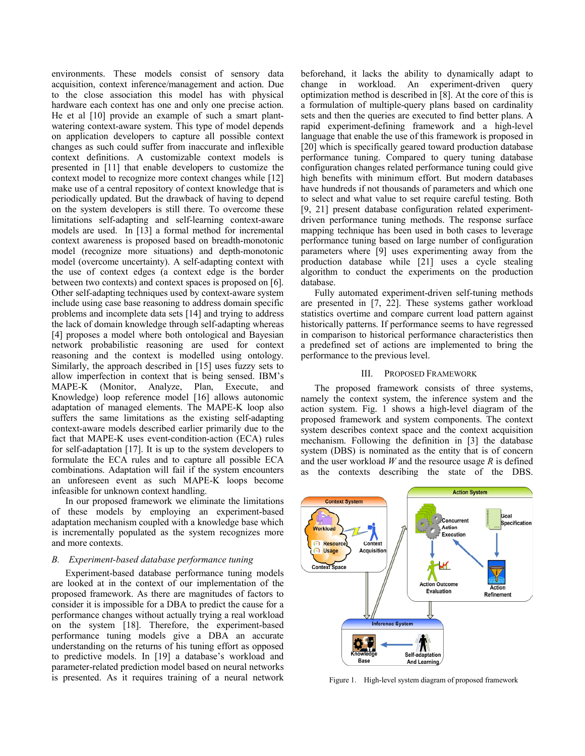environments. These models consist of sensory data acquisition, context inference/management and action. Due to the close association this model has with physical hardware each context has one and only one precise action. He et al [10] provide an example of such a smart plant-watering context-aware system. This type of model depends on application developers to capture all possible context changes as such could suffer from inaccurate and inflexible context definitions. A customizable context models is presented in [11] that enable developers to customize the context model to recognize more context changes while [12] make use of a central repository of context knowledge that is periodically updated. But the drawback of having to depend on the system developers is still there. To overcome these limitations self-adapting and self-learning context-aware models are used. In [13] a formal method for incremental context awareness is proposed based on breadth-monotonic model (recognize more situations) and depth-monotonic model (overcome uncertainty). A self-adapting context with the use of context edges (a context edge is the border between two contexts) and context spaces is proposed on [6]. Other self-adapting techniques used by context-aware system include using case base reasoning to address domain specific problems and incomplete data sets [14] and trying to address the lack of domain knowledge through self-adapting whereas [4] proposes a model where both ontological and Bayesian network probabilistic reasoning are used for context reasoning and the context is modelled using ontology. Similarly, the approach described in [15] uses fuzzy sets to allow imperfection in context that is being sensed. IBM's MAPE-K (Monitor, Analyze, Plan, Execute, and Knowledge) loop reference model [16] allows autonomic adaptation of managed elements. The MAPE-K loop also suffers the same limitations as the existing self-adapting context-aware models described earlier primarily due to the fact that MAPE-K uses event-condition-action (ECA) rules for self-adaptation [17]. It is up to the system developers to formulate the ECA rules and to capture all possible ECA combinations. Adaptation will fail if the system encounters an unforeseen event as such MAPE-K loops become infeasible for unknown context handling.

In our proposed framework we eliminate the limitations of these models by employing an experiment-based adaptation mechanism coupled with a knowledge base which is incrementally populated as the system recognizes more and more contexts.

### *B. Experiment-based database performance tuning*

Experiment-based database performance tuning models are looked at in the context of our implementation of the proposed framework. As there are magnitudes of factors to consider it is impossible for a DBA to predict the cause for a performance changes without actually trying a real workload on the system [18]. Therefore, the experiment-based performance tuning models give a DBA an accurate understanding on the returns of his tuning effort as opposed to predictive models. In [19] a database's workload and parameter-related prediction model based on neural networks is presented. As it requires training of a neural network beforehand, it lacks the ability to dynamically adapt to change in workload. An experiment-driven query optimization method is described in [8]. At the core of this is a formulation of multiple-query plans based on cardinality sets and then the queries are executed to find better plans. A rapid experiment-defining framework and a high-level language that enable the use of this framework is proposed in [20] which is specifically geared toward production database performance tuning. Compared to query tuning database configuration changes related performance tuning could give high benefits with minimum effort. But modern databases have hundreds if not thousands of parameters and which one to select and what value to set require careful testing. Both [9, 21] present database configuration related experiment-driven performance tuning methods. The response surface mapping technique has been used in both cases to leverage performance tuning based on large number of configuration parameters where [9] uses experimenting away from the production database while [21] uses a cycle stealing algorithm to conduct the experiments on the production database.

Fully automated experiment-driven self-tuning methods are presented in [7, 22]. These systems gather workload statistics overtime and compare current load pattern against historically patterns. If performance seems to have regressed in comparison to historical performance characteristics then a predefined set of actions are implemented to bring the performance to the previous level.

## III. Proposed Framework

The proposed framework consists of three systems, namely the context system, the inference system and the action system. Fig. 1 shows a high-level diagram of the proposed framework and system components. The context system describes context space and the context acquisition mechanism. Following the definition in [3] the database system (DBS) is nominated as the entity that is of concern and the user workload $W$ and the resource usage $R$ is defined as the contexts describing the state of the DBS.

Figure 1. High-level system diagram of proposed framework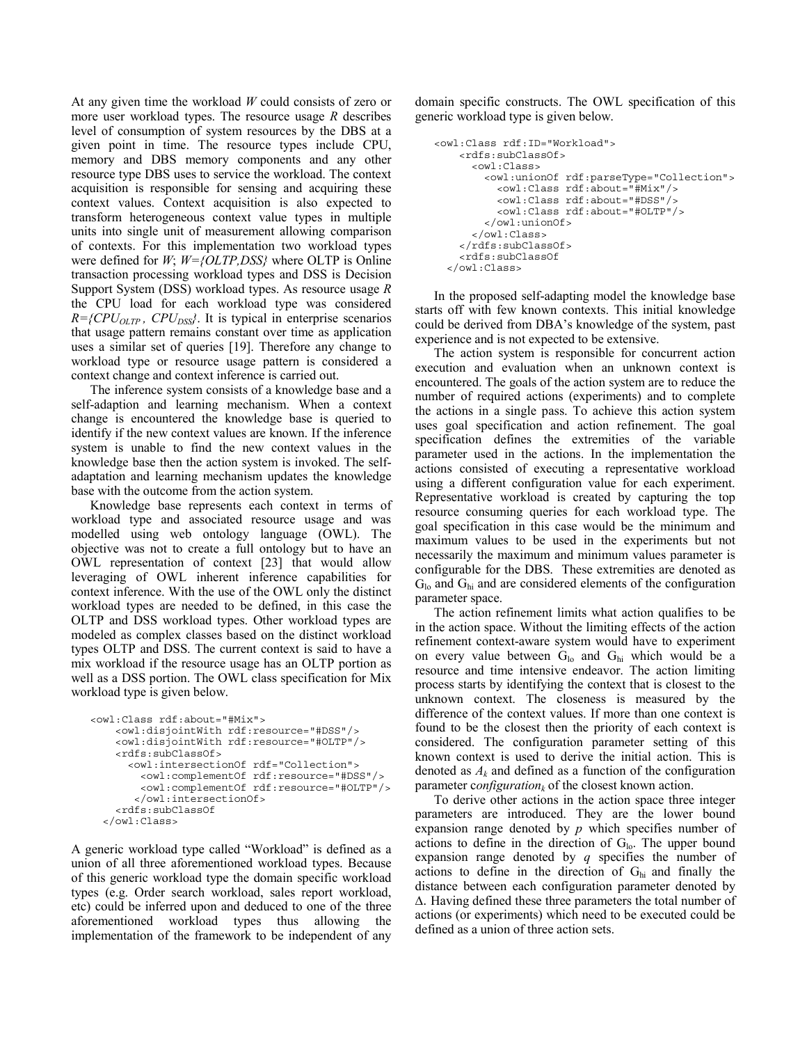At any given time the workload $W$ could consists of zero or more user workload types. The resource usage $R$ describes level of consumption of system resources by the DBS at a given point in time. The resource types include CPU, memory and DBS memory components and any other resource type DBS uses to service the workload. The context acquisition is responsible for sensing and acquiring these context values. Context acquisition is also expected to transform heterogeneous context value types in multiple units into single unit of measurement allowing comparison of contexts. For this implementation two workload types were defined for $W$; $W=\{OLTP,DSS\}$ where OLTP is Online transaction processing workload types and DSS is Decision Support System (DSS) workload types. As resource usage $R$ the CPU load for each workload type was considered $R=\{CPU_{OLTP}, CPU_{DSS}\}$. It is typical in enterprise scenarios that usage pattern remains constant over time as application uses a similar set of queries [19]. Therefore any change to workload type or resource usage pattern is considered a context change and context inference is carried out.

The inference system consists of a knowledge base and a self-adaption and learning mechanism. When a context change is encountered the knowledge base is queried to identify if the new context values are known. If the inference system is unable to find the new context values in the knowledge base then the action system is invoked. The self-adaptation and learning mechanism updates the knowledge base with the outcome from the action system.

Knowledge base represents each context in terms of workload type and associated resource usage and was modelled using web ontology language (OWL). The objective was not to create a full ontology but to have an OWL representation of context [23] that would allow leveraging of OWL inherent inference capabilities for context inference. With the use of the OWL only the distinct workload types are needed to be defined, in this case the OLTP and DSS workload types. Other workload types are modeled as complex classes based on the distinct workload types OLTP and DSS. The current context is said to have a mix workload if the resource usage has an OLTP portion as well as a DSS portion. The OWL class specification for Mix workload type is given below.

```
<owl:Class rdf:about="#Mix">
    <owl:disjointWith rdf:resource="#DSS"/>
    <owl:disjointWith rdf:resource="#OLTP"/>
    <rdfs:subClassOf>
      <owl:intersectionOf rdf="Collection">
        <owl:complementOf rdf:resource="#DSS"/>
        <owl:complementOf rdf:resource="#OLTP"/>
       </owl:intersectionOf>
    <rdfs:subClassOf
  </owl:Class>
```

A generic workload type called "Workload" is defined as a union of all three aforementioned workload types. Because of this generic workload type the domain specific workload types (e.g. Order search workload, sales report workload, etc) could be inferred upon and deduced to one of the three aforementioned workload types thus allowing the implementation of the framework to be independent of any domain specific constructs. The OWL specification of this generic workload type is given below.

```
<owl:Class rdf:ID="Workload">
    <rdfs:subClassOf>
      <owl:Class>
        <owl:unionOf rdf:parseType="Collection">
          <owl:Class rdf:about="#Mix"/>
          <owl:Class rdf:about="#DSS"/>
          <owl:Class rdf:about="#OLTP"/>
        </owl:unionOf>
      </owl:Class>
    </rdfs:subClassOf>
    <rdfs:subClassOf
  </owl:Class>
```

In the proposed self-adapting model the knowledge base starts off with few known contexts. This initial knowledge could be derived from DBA's knowledge of the system, past experience and is not expected to be extensive.

The action system is responsible for concurrent action execution and evaluation when an unknown context is encountered. The goals of the action system are to reduce the number of required actions (experiments) and to complete the actions in a single pass. To achieve this action system uses goal specification and action refinement. The goal specification defines the extremities of the variable parameter used in the actions. In the implementation the actions consisted of executing a representative workload using a different configuration value for each experiment. Representative workload is created by capturing the top resource consuming queries for each workload type. The goal specification in this case would be the minimum and maximum values to be used in the experiments but not necessarily the maximum and minimum values parameter is configurable for the DBS. These extremities are denoted as $G_{lo}$ and $G_{hi}$ and are considered elements of the configuration parameter space.

The action refinement limits what action qualifies to be in the action space. Without the limiting effects of the action refinement context-aware system would have to experiment on every value between $G_{lo}$ and $G_{hi}$ which would be a resource and time intensive endeavor. The action limiting process starts by identifying the context that is closest to the unknown context. The closeness is measured by the difference of the context values. If more than one context is found to be the closest then the priority of each context is considered. The configuration parameter setting of this known context is used to derive the initial action. This is denoted as $A_k$ and defined as a function of the configuration parameter *configuration*$_k$ of the closest known action.

To derive other actions in the action space three integer parameters are introduced. They are the lower bound expansion range denoted by $p$ which specifies number of actions to define in the direction of $G_{lo}$. The upper bound expansion range denoted by $q$ specifies the number of actions to define in the direction of $G_{hi}$ and finally the distance between each configuration parameter denoted by $\Delta$. Having defined these three parameters the total number of actions (or experiments) which need to be executed could be defined as a union of three action sets.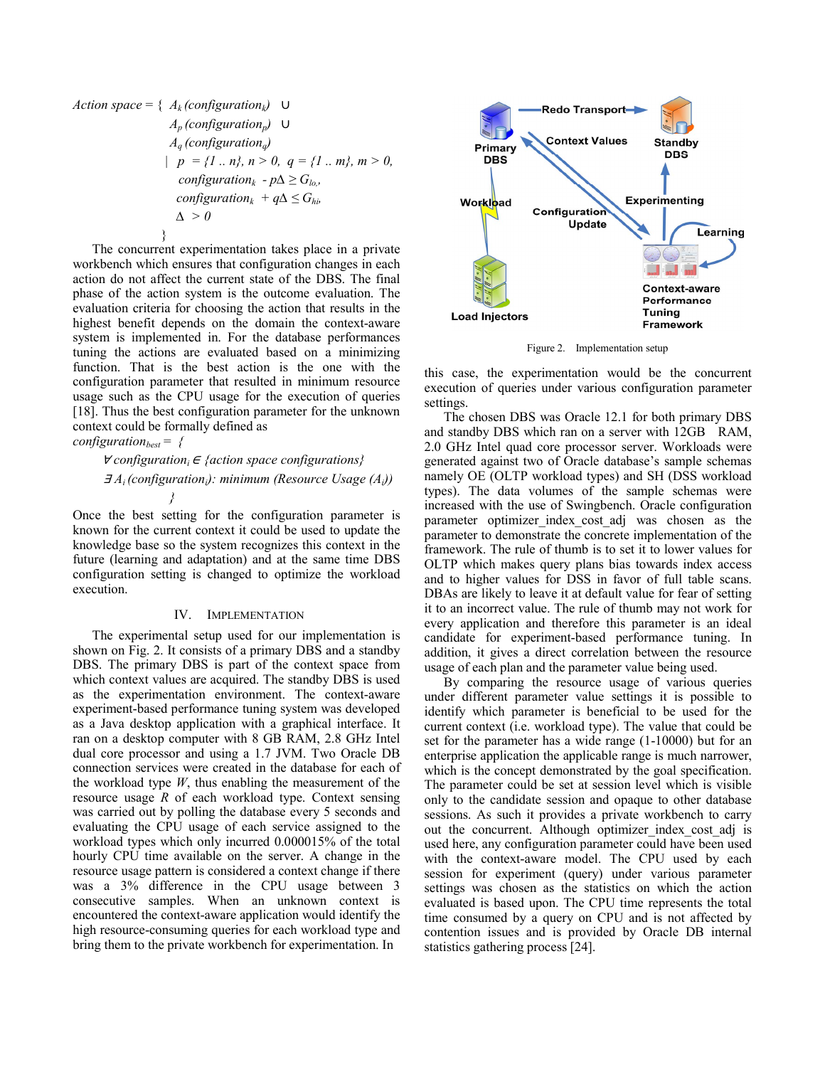$$
\begin{aligned}
\textit{Action space} = \{\ & A_k(\textit{configuration}_k)\ \cup \\
& A_p(\textit{configuration}_p)\ \cup \\
& A_q(\textit{configuration}_q) \\
|\ \ & p = \{1 .. n\},\ n > 0,\ q = \{1 .. m\},\ m > 0, \\
& \textit{configuration}_k - p\Delta \geq G_{lo}, \\
& \textit{configuration}_k + q\Delta \leq G_{hi}, \\
& \Delta > 0 \\
\}
\end{aligned}
$$

The concurrent experimentation takes place in a private workbench which ensures that configuration changes in each action do not affect the current state of the DBS. The final phase of the action system is the outcome evaluation. The evaluation criteria for choosing the action that results in the highest benefit depends on the domain the context-aware system is implemented in. For the database performances tuning the actions are evaluated based on a minimizing function. That is the best action is the one with the configuration parameter that resulted in minimum resource usage such as the CPU usage for the execution of queries [18]. Thus the best configuration parameter for the unknown context could be formally defined as

$$
\begin{aligned}
\textit{configuration}_{best} = \{\ & \\
& \forall\, \textit{configuration}_i \in \{\textit{action space configurations}\} \\
& \exists\, A_i(\textit{configuration}_i):\ \textit{minimum (Resource Usage }(A_i)) \\
\}
\end{aligned}
$$

Once the best setting for the configuration parameter is known for the current context it could be used to update the knowledge base so the system recognizes this context in the future (learning and adaptation) and at the same time DBS configuration setting is changed to optimize the workload execution.

## IV. Implementation

The experimental setup used for our implementation is shown on Fig. 2. It consists of a primary DBS and a standby DBS. The primary DBS is part of the context space from which context values are acquired. The standby DBS is used as the experimentation environment. The context-aware experiment-based performance tuning system was developed as a Java desktop application with a graphical interface. It ran on a desktop computer with 8 GB RAM, 2.8 GHz Intel dual core processor and using a 1.7 JVM. Two Oracle DB connection services were created in the database for each of the workload type $W$, thus enabling the measurement of the resource usage $R$ of each workload type. Context sensing was carried out by polling the database every 5 seconds and evaluating the CPU usage of each service assigned to the workload types which only incurred 0.000015% of the total hourly CPU time available on the server. A change in the resource usage pattern is considered a context change if there was a 3% difference in the CPU usage between 3 consecutive samples. When an unknown context is encountered the context-aware application would identify the high resource-consuming queries for each workload type and bring them to the private workbench for experimentation. In this case, the experimentation would be the concurrent execution of queries under various configuration parameter settings.

Figure 2. Implementation setup

The chosen DBS was Oracle 12.1 for both primary DBS and standby DBS which ran on a server with 12GB RAM, 2.0 GHz Intel quad core processor server. Workloads were generated against two of Oracle database's sample schemas namely OE (OLTP workload types) and SH (DSS workload types). The data volumes of the sample schemas were increased with the use of Swingbench. Oracle configuration parameter optimizer_index_cost_adj was chosen as the parameter to demonstrate the concrete implementation of the framework. The rule of thumb is to set it to lower values for OLTP which makes query plans bias towards index access and to higher values for DSS in favor of full table scans. DBAs are likely to leave it at default value for fear of setting it to an incorrect value. The rule of thumb may not work for every application and therefore this parameter is an ideal candidate for experiment-based performance tuning. In addition, it gives a direct correlation between the resource usage of each plan and the parameter value being used.

By comparing the resource usage of various queries under different parameter value settings it is possible to identify which parameter is beneficial to be used for the current context (i.e. workload type). The value that could be set for the parameter has a wide range (1-10000) but for an enterprise application the applicable range is much narrower, which is the concept demonstrated by the goal specification. The parameter could be set at session level which is visible only to the candidate session and opaque to other database sessions. As such it provides a private workbench to carry out the concurrent. Although optimizer_index_cost_adj is used here, any configuration parameter could have been used with the context-aware model. The CPU used by each session for experiment (query) under various parameter settings was chosen as the statistics on which the action evaluated is based upon. The CPU time represents the total time consumed by a query on CPU and is not affected by contention issues and is provided by Oracle DB internal statistics gathering process [24].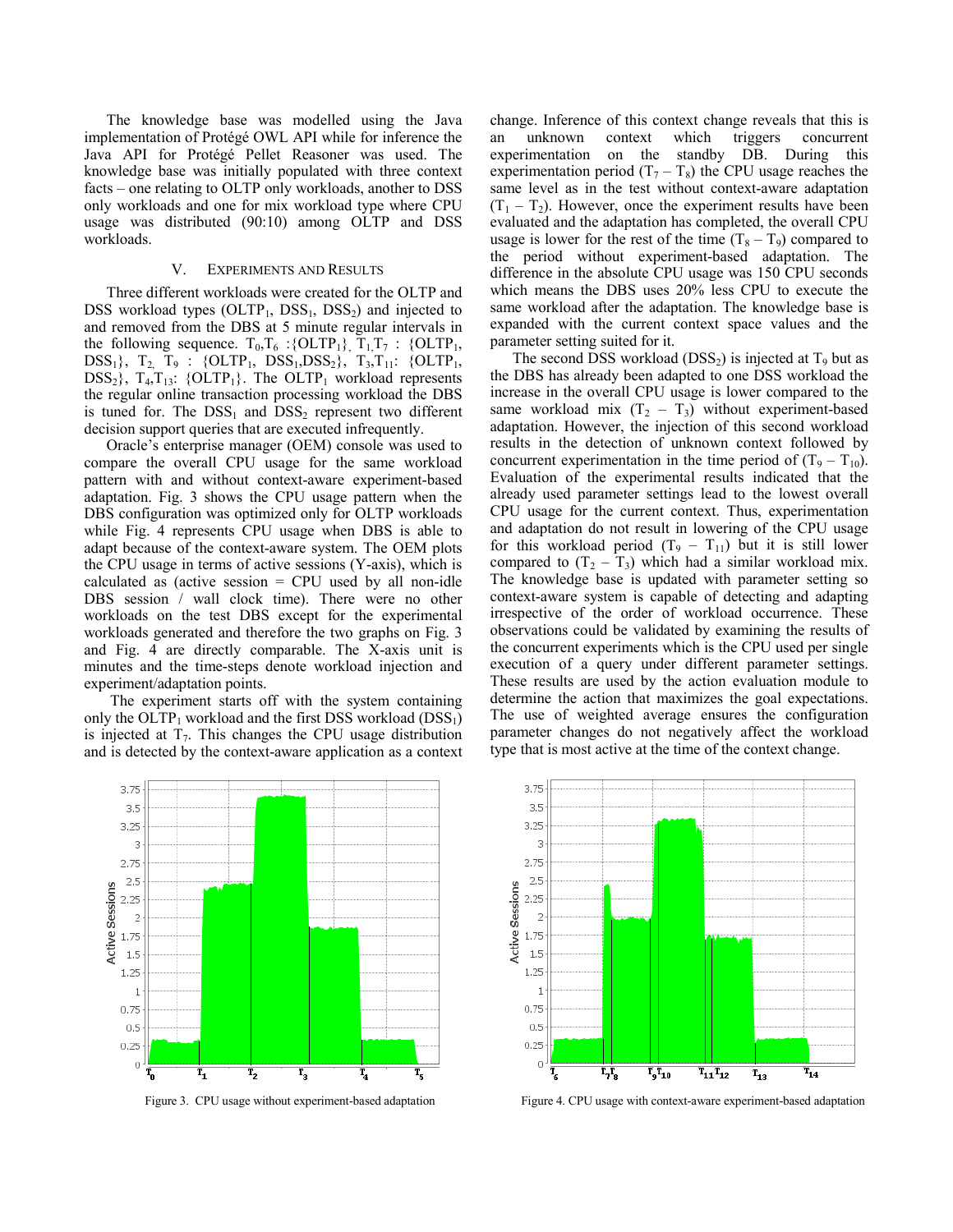The knowledge base was modelled using the Java implementation of Protégé OWL API while for inference the Java API for Protégé Pellet Reasoner was used. The knowledge base was initially populated with three context facts – one relating to OLTP only workloads, another to DSS only workloads and one for mix workload type where CPU usage was distributed (90:10) among OLTP and DSS workloads.

## V. Experiments and Results

Three different workloads were created for the OLTP and DSS workload types ($OLTP_1$, $DSS_1$, $DSS_2$) and injected to and removed from the DBS at 5 minute regular intervals in the following sequence. $T_0$,$T_6$ :{$OLTP_1$}, $T_1$,$T_7$ : {$OLTP_1$, $DSS_1$}, $T_2$, $T_9$ : {$OLTP_1$, $DSS_1$,$DSS_2$}, $T_3$,$T_{11}$: {$OLTP_1$, $DSS_2$}, $T_4$,$T_{13}$: {$OLTP_1$}. The $OLTP_1$ workload represents the regular online transaction processing workload the DBS is tuned for. The $DSS_1$ and $DSS_2$ represent two different decision support queries that are executed infrequently.

Oracle's enterprise manager (OEM) console was used to compare the overall CPU usage for the same workload pattern with and without context-aware experiment-based adaptation. Fig. 3 shows the CPU usage pattern when the DBS configuration was optimized only for OLTP workloads while Fig. 4 represents CPU usage when DBS is able to adapt because of the context-aware system. The OEM plots the CPU usage in terms of active sessions (Y-axis), which is calculated as (active session = CPU used by all non-idle DBS session / wall clock time). There were no other workloads on the test DBS except for the experimental workloads generated and therefore the two graphs on Fig. 3 and Fig. 4 are directly comparable. The X-axis unit is minutes and the time-steps denote workload injection and experiment/adaptation points.

The experiment starts off with the system containing only the $OLTP_1$ workload and the first DSS workload ($DSS_1$) is injected at $T_7$. This changes the CPU usage distribution and is detected by the context-aware application as a context change. Inference of this context change reveals that this is an unknown context which triggers concurrent experimentation on the standby DB. During this experimentation period ($T_7 – T_8$) the CPU usage reaches the same level as in the test without context-aware adaptation ($T_1 – T_2$). However, once the experiment results have been evaluated and the adaptation has completed, the overall CPU usage is lower for the rest of the time ($T_8 – T_9$) compared to the period without experiment-based adaptation. The difference in the absolute CPU usage was 150 CPU seconds which means the DBS uses 20% less CPU to execute the same workload after the adaptation. The knowledge base is expanded with the current context space values and the parameter setting suited for it.

The second DSS workload ($DSS_2$) is injected at $T_9$ but as the DBS has already been adapted to one DSS workload the increase in the overall CPU usage is lower compared to the same workload mix ($T_2 – T_3$) without experiment-based adaptation. However, the injection of this second workload results in the detection of unknown context followed by concurrent experimentation in the time period of ($T_9 – T_{10}$). Evaluation of the experimental results indicated that the already used parameter settings lead to the lowest overall CPU usage for the current context. Thus, experimentation and adaptation do not result in lowering of the CPU usage for this workload period ($T_9 – T_{11}$) but it is still lower compared to ($T_2 – T_3$) which had a similar workload mix. The knowledge base is updated with parameter setting so context-aware system is capable of detecting and adapting irrespective of the order of workload occurrence. These observations could be validated by examining the results of the concurrent experiments which is the CPU used per single execution of a query under different parameter settings. These results are used by the action evaluation module to determine the action that maximizes the goal expectations. The use of weighted average ensures the configuration parameter changes do not negatively affect the workload type that is most active at the time of the context change.

Figure 3. CPU usage without experiment-based adaptation

Figure 4. CPU usage with context-aware experiment-based adaptation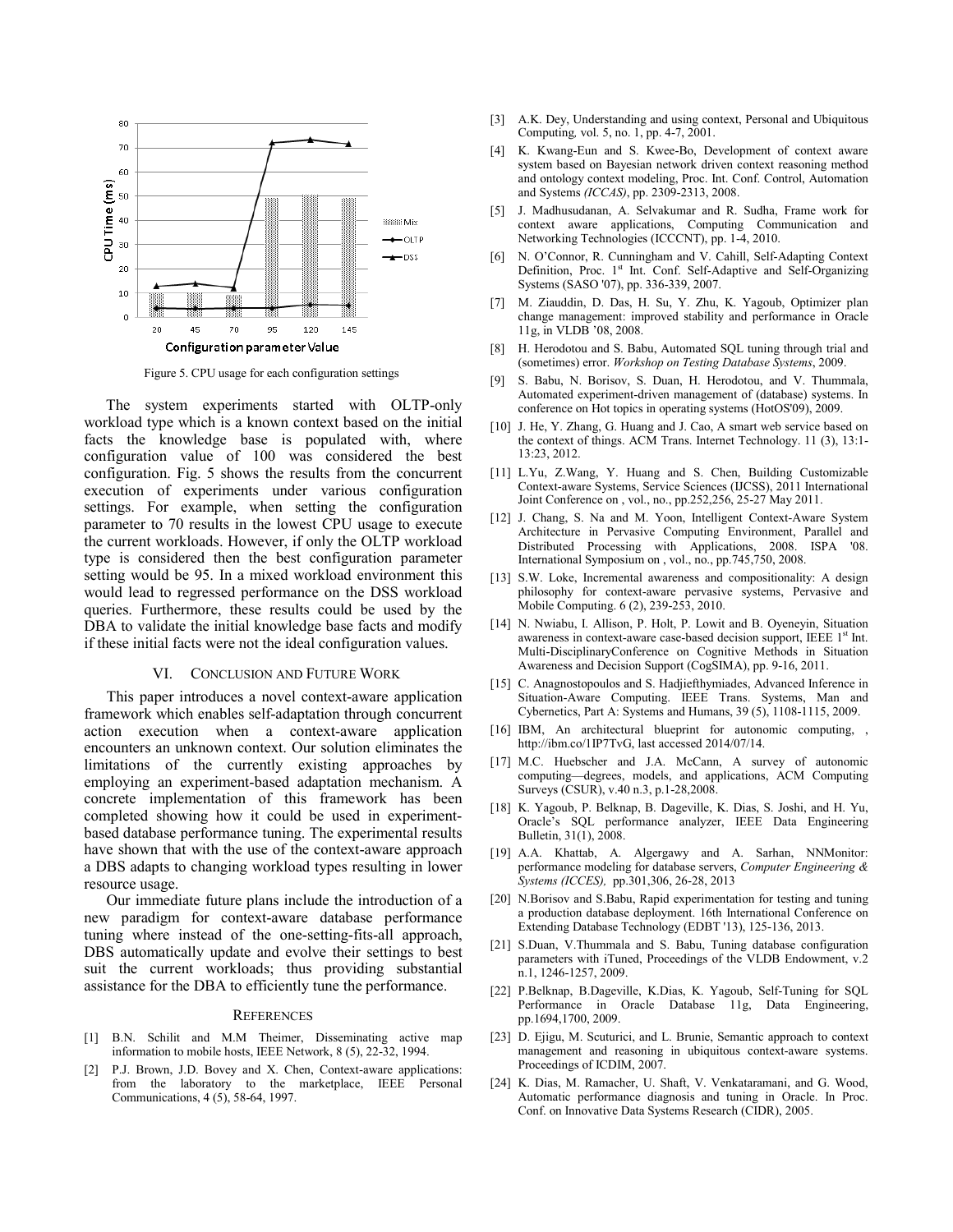80
70
60
50
40
30
20
10
0

CPU Time (ms)

20 45 70 95 120 145

Configuration parameter Value

Mix
OLTP
DSS

Figure 5. CPU usage for each configuration settings

The system experiments started with OLTP-only workload type which is a known context based on the initial facts the knowledge base is populated with, where configuration value of 100 was considered the best configuration. Fig. 5 shows the results from the concurrent execution of experiments under various configuration settings. For example, when setting the configuration parameter to 70 results in the lowest CPU usage to execute the current workloads. However, if only the OLTP workload type is considered then the best configuration parameter setting would be 95. In a mixed workload environment this would lead to regressed performance on the DSS workload queries. Furthermore, these results could be used by the DBA to validate the initial knowledge base facts and modify if these initial facts were not the ideal configuration values.

## VI. Conclusion and Future Work

This paper introduces a novel context-aware application framework which enables self-adaptation through concurrent action execution when a context-aware application encounters an unknown context. Our solution eliminates the limitations of the currently existing approaches by employing an experiment-based adaptation mechanism. A concrete implementation of this framework has been completed showing how it could be used in experiment-based database performance tuning. The experimental results have shown that with the use of the context-aware approach a DBS adapts to changing workload types resulting in lower resource usage.

Our immediate future plans include the introduction of a new paradigm for context-aware database performance tuning where instead of the one-setting-fits-all approach, DBS automatically update and evolve their settings to best suit the current workloads; thus providing substantial assistance for the DBA to efficiently tune the performance.

## References

[1] B.N. Schilit and M.M Theimer, Disseminating active map information to mobile hosts, IEEE Network, 8 (5), 22-32, 1994.

[2] P.J. Brown, J.D. Bovey and X. Chen, Context-aware applications: from the laboratory to the marketplace, IEEE Personal Communications, 4 (5), 58-64, 1997.

[3] A.K. Dey, Understanding and using context, Personal and Ubiquitous Computing, vol. 5, no. 1, pp. 4-7, 2001.

[4] K. Kwang-Eun and S. Kwee-Bo, Development of context aware system based on Bayesian network driven context reasoning method and ontology context modeling, Proc. Int. Conf. Control, Automation and Systems *(ICCAS)*, pp. 2309-2313, 2008.

[5] J. Madhusudanan, A. Selvakumar and R. Sudha, Frame work for context aware applications, Computing Communication and Networking Technologies (ICCCNT), pp. 1-4, 2010.

[6] N. O'Connor, R. Cunningham and V. Cahill, Self-Adapting Context Definition, Proc. 1st Int. Conf. Self-Adaptive and Self-Organizing Systems (SASO '07), pp. 336-339, 2007.

[7] M. Ziauddin, D. Das, H. Su, Y. Zhu, K. Yagoub, Optimizer plan change management: improved stability and performance in Oracle 11g, in VLDB '08, 2008.

[8] H. Herodotou and S. Babu, Automated SQL tuning through trial and (sometimes) error. *Workshop on Testing Database Systems*, 2009.

[9] S. Babu, N. Borisov, S. Duan, H. Herodotou, and V. Thummala, Automated experiment-driven management of (database) systems. In conference on Hot topics in operating systems (HotOS'09), 2009.

[10] J. He, Y. Zhang, G. Huang and J. Cao, A smart web service based on the context of things. ACM Trans. Internet Technology. 11 (3), 13:1-13:23, 2012.

[11] L.Yu, Z.Wang, Y. Huang and S. Chen, Building Customizable Context-aware Systems, Service Sciences (IJCSS), 2011 International Joint Conference on , vol., no., pp.252,256, 25-27 May 2011.

[12] J. Chang, S. Na and M. Yoon, Intelligent Context-Aware System Architecture in Pervasive Computing Environment, Parallel and Distributed Processing with Applications, 2008. ISPA '08. International Symposium on , vol., no., pp.745,750, 2008.

[13] S.W. Loke, Incremental awareness and compositionality: A design philosophy for context-aware pervasive systems, Pervasive and Mobile Computing. 6 (2), 239-253, 2010.

[14] N. Nwiabu, I. Allison, P. Holt, P. Lowit and B. Oyeneyin, Situation awareness in context-aware case-based decision support, IEEE 1st Int. Multi-DisciplinaryConference on Cognitive Methods in Situation Awareness and Decision Support (CogSIMA), pp. 9-16, 2011.

[15] C. Anagnostopoulos and S. Hadjiefthymiades, Advanced Inference in Situation-Aware Computing. IEEE Trans. Systems, Man and Cybernetics, Part A: Systems and Humans, 39 (5), 1108-1115, 2009.

[16] IBM, An architectural blueprint for autonomic computing, , http://ibm.co/1IP7TvG, last accessed 2014/07/14.

[17] M.C. Huebscher and J.A. McCann, A survey of autonomic computing—degrees, models, and applications, ACM Computing Surveys (CSUR), v.40 n.3, p.1-28,2008.

[18] K. Yagoub, P. Belknap, B. Dageville, K. Dias, S. Joshi, and H. Yu, Oracle's SQL performance analyzer, IEEE Data Engineering Bulletin, 31(1), 2008.

[19] A.A. Khattab, A. Algergawy and A. Sarhan, NNMonitor: performance modeling for database servers, *Computer Engineering & Systems (ICCES),* pp.301,306, 26-28, 2013

[20] N.Borisov and S.Babu, Rapid experimentation for testing and tuning a production database deployment. 16th International Conference on Extending Database Technology (EDBT '13), 125-136, 2013.

[21] S.Duan, V.Thummala and S. Babu, Tuning database configuration parameters with iTuned, Proceedings of the VLDB Endowment, v.2 n.1, 1246-1257, 2009.

[22] P.Belknap, B.Dageville, K.Dias, K. Yagoub, Self-Tuning for SQL Performance in Oracle Database 11g, Data Engineering, pp.1694,1700, 2009.

[23] D. Ejigu, M. Scuturici, and L. Brunie, Semantic approach to context management and reasoning in ubiquitous context-aware systems. Proceedings of ICDIM, 2007.

[24] K. Dias, M. Ramacher, U. Shaft, V. Venkataramani, and G. Wood, Automatic performance diagnosis and tuning in Oracle. In Proc. Conf. on Innovative Data Systems Research (CIDR), 2005.